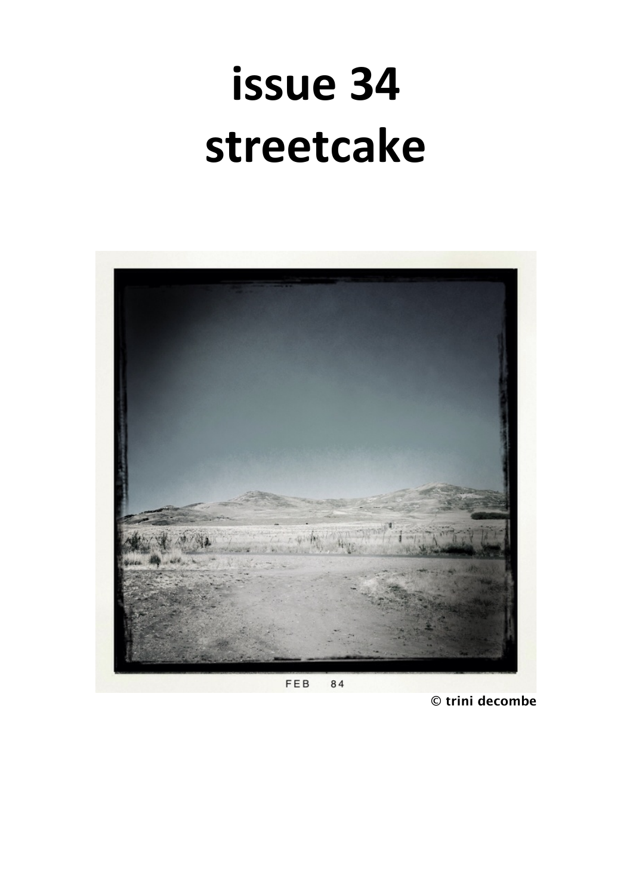# issue 34
# streetcake

FEB 84

© trini decombe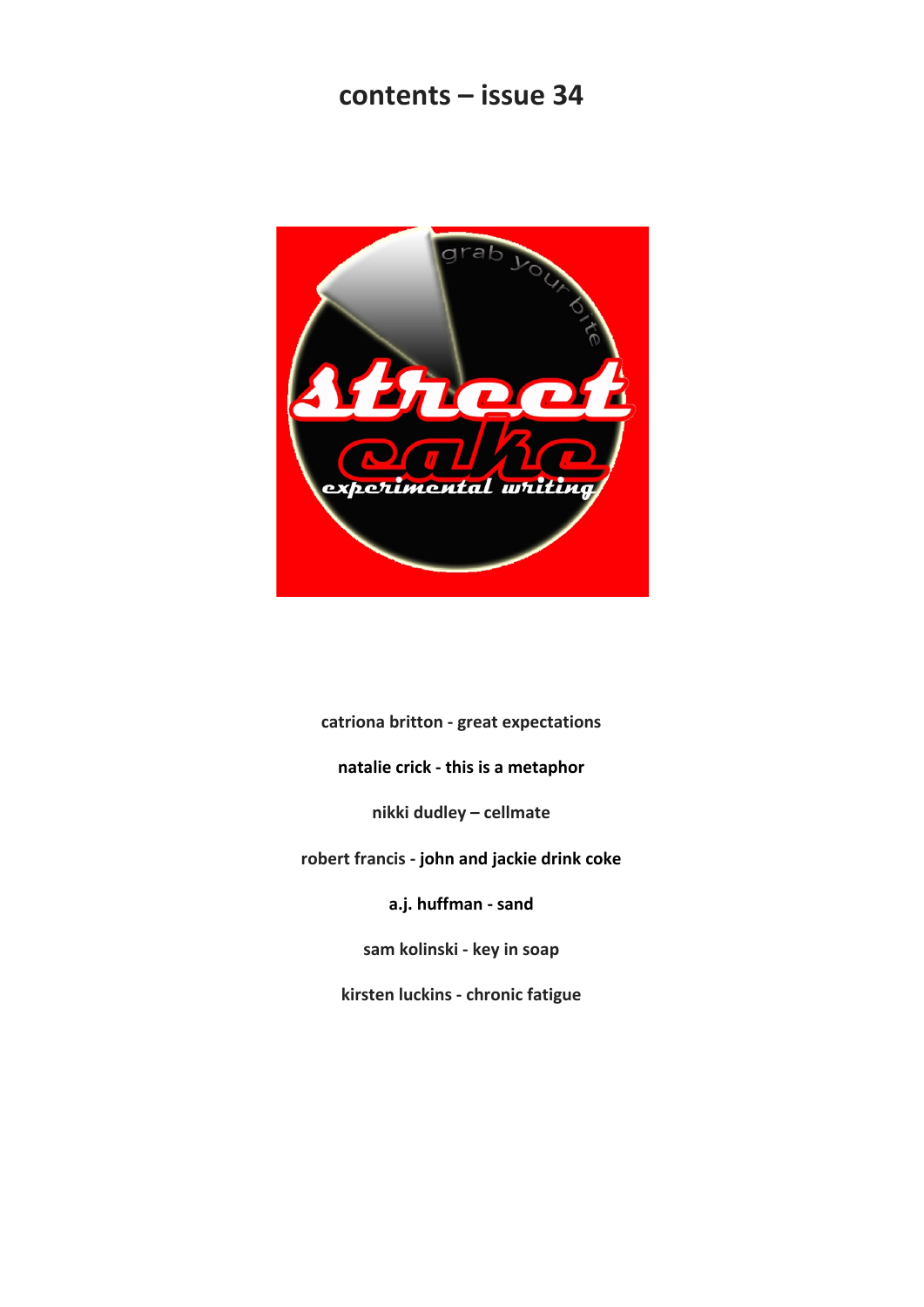# contents – issue 34

**catriona britton - great expectations**

**natalie crick - this is a metaphor**

**nikki dudley – cellmate**

**robert francis - john and jackie drink coke**

**a.j. huffman - sand**

**sam kolinski - key in soap**

**kirsten luckins - chronic fatigue**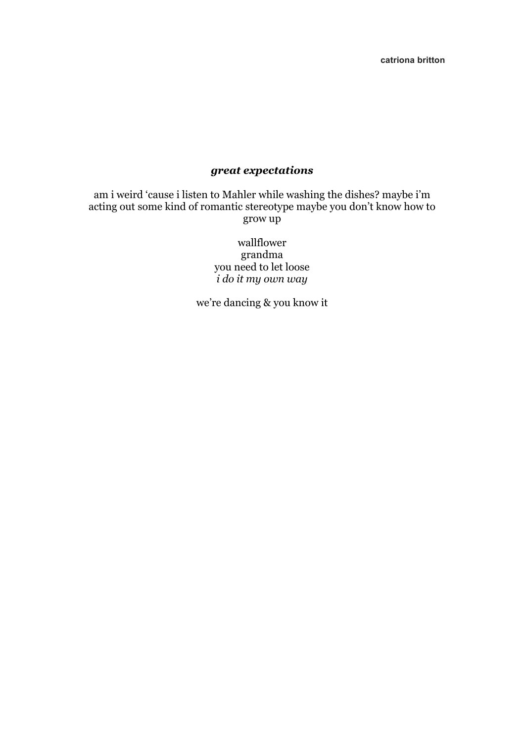### ***great expectations***

am i weird 'cause i listen to Mahler while washing the dishes? maybe i'm acting out some kind of romantic stereotype maybe you don't know how to grow up

wallflower  
grandma  
you need to let loose  
*i do it my own way*

we're dancing & you know it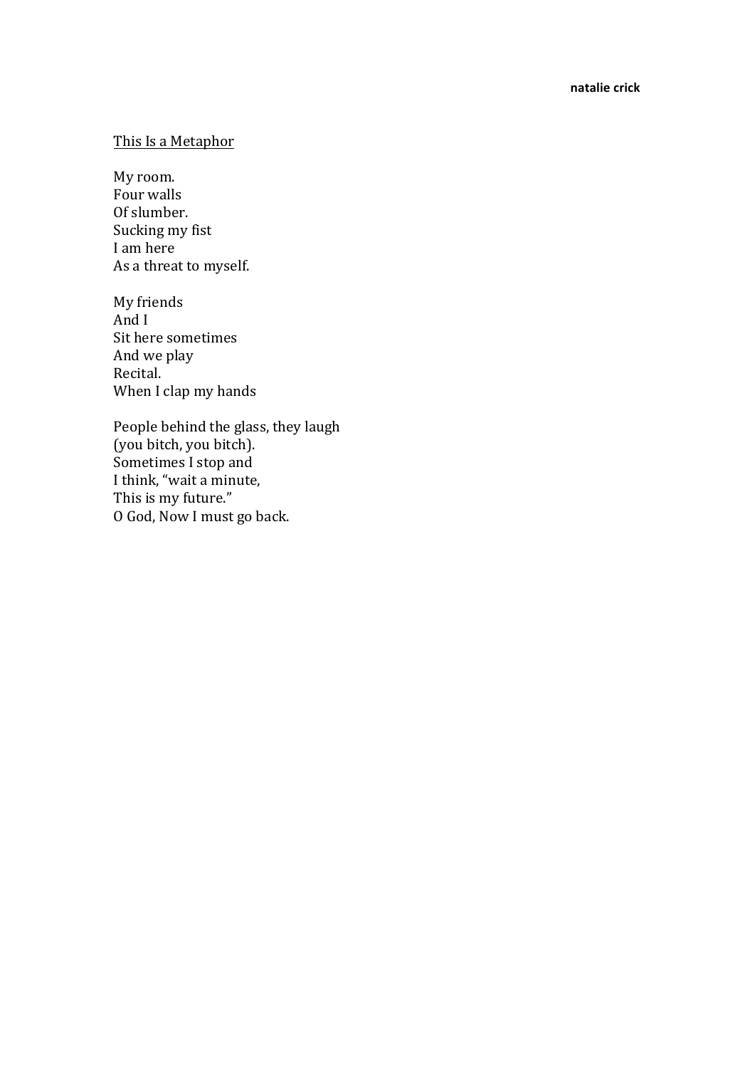## This Is a Metaphor

My room.  
Four walls  
Of slumber.  
Sucking my fist  
I am here  
As a threat to myself.

My friends  
And I  
Sit here sometimes  
And we play  
Recital.  
When I clap my hands

People behind the glass, they laugh  
(you bitch, you bitch).  
Sometimes I stop and  
I think, “wait a minute,  
This is my future.”  
O God, Now I must go back.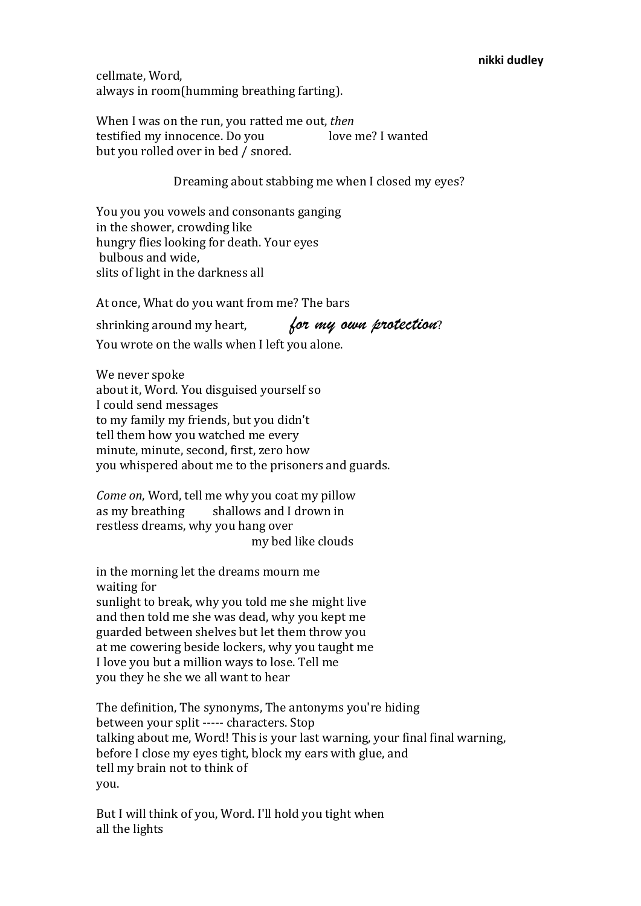cellmate, Word,
always in room(humming breathing farting).

When I was on the run, you ratted me out, *then*
testified my innocence. Do you love me? I wanted
but you rolled over in bed / snored.

Dreaming about stabbing me when I closed my eyes?

You you you vowels and consonants ganging
in the shower, crowding like
hungry flies looking for death. Your eyes
bulbous and wide,
slits of light in the darkness all

At once, What do you want from me? The bars
shrinking around my heart, *for my own protection*?
You wrote on the walls when I left you alone.

We never spoke
about it, Word. You disguised yourself so
I could send messages
to my family my friends, but you didn't
tell them how you watched me every
minute, minute, second, first, zero how
you whispered about me to the prisoners and guards.

*Come on*, Word, tell me why you coat my pillow
as my breathing shallows and I drown in
restless dreams, why you hang over
my bed like clouds

in the morning let the dreams mourn me
waiting for
sunlight to break, why you told me she might live
and then told me she was dead, why you kept me
guarded between shelves but let them throw you
at me cowering beside lockers, why you taught me
I love you but a million ways to lose. Tell me
you they he she we all want to hear

The definition, The synonyms, The antonyms you're hiding
between your split ----- characters. Stop
talking about me, Word! This is your last warning, your final final warning,
before I close my eyes tight, block my ears with glue, and
tell my brain not to think of
you.

But I will think of you, Word. I'll hold you tight when
all the lights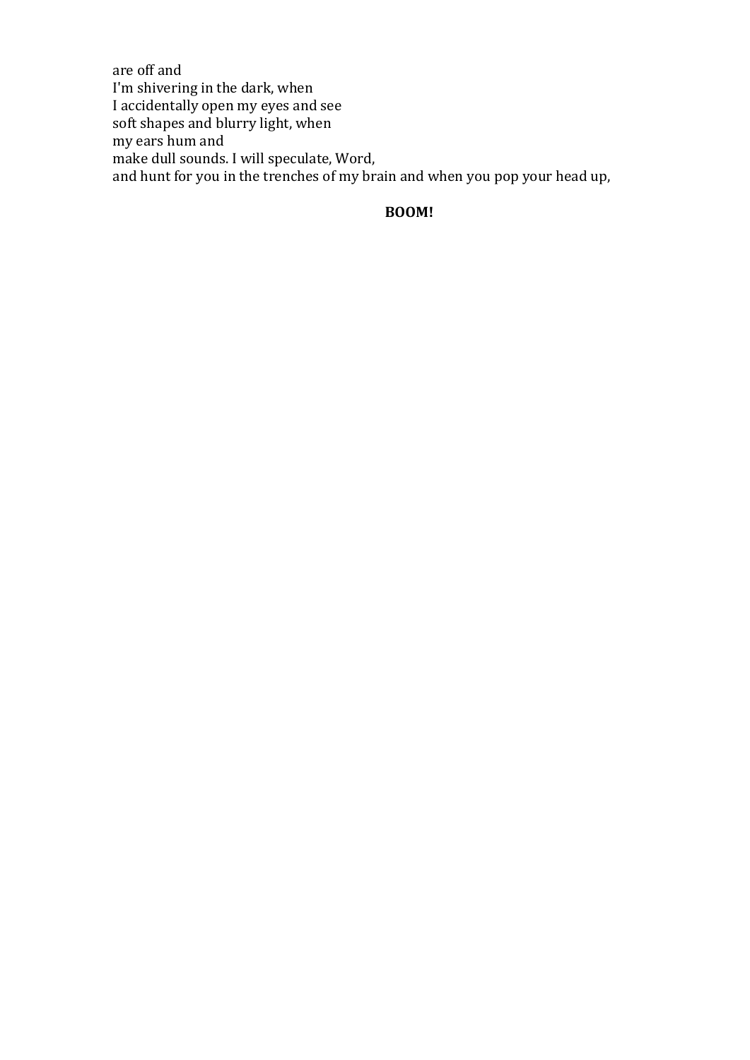are off and  
I'm shivering in the dark, when  
I accidentally open my eyes and see  
soft shapes and blurry light, when  
my ears hum and  
make dull sounds. I will speculate, Word,  
and hunt for you in the trenches of my brain and when you pop your head up,

**BOOM!**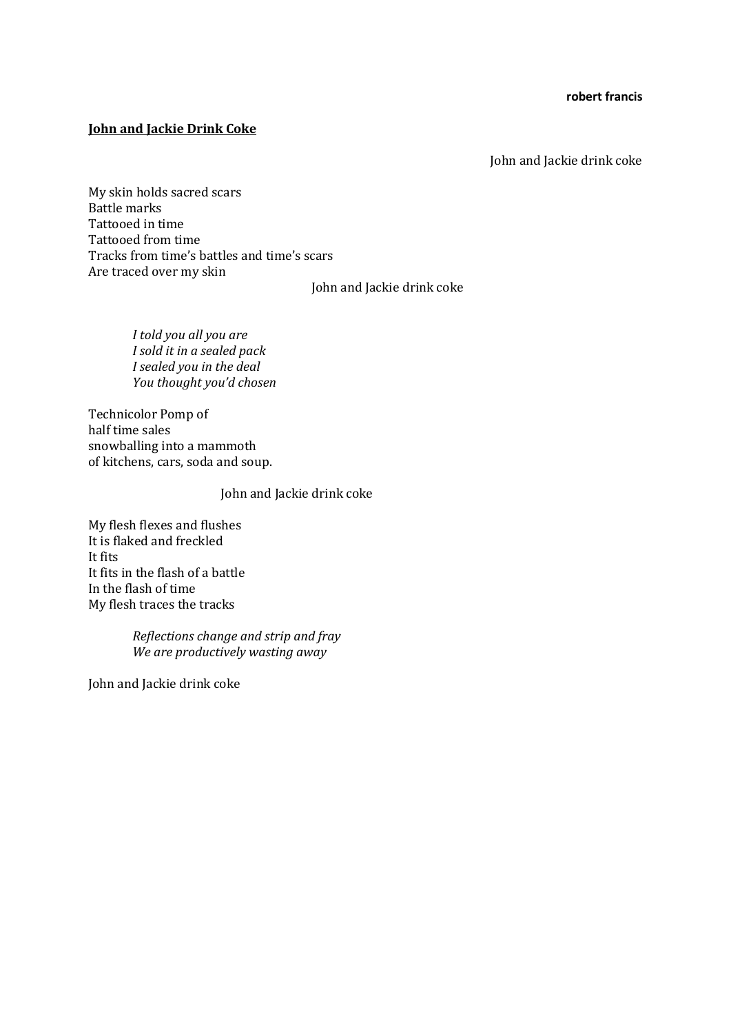**robert francis**

**John and Jackie Drink Coke**

John and Jackie drink coke

My skin holds sacred scars
Battle marks
Tattooed in time
Tattooed from time
Tracks from time's battles and time's scars
Are traced over my skin

John and Jackie drink coke

*I told you all you are*
*I sold it in a sealed pack*
*I sealed you in the deal*
*You thought you'd chosen*

Technicolor Pomp of
half time sales
snowballing into a mammoth
of kitchens, cars, soda and soup.

John and Jackie drink coke

My flesh flexes and flushes
It is flaked and freckled
It fits
It fits in the flash of a battle
In the flash of time
My flesh traces the tracks

*Reflections change and strip and fray*
*We are productively wasting away*

John and Jackie drink coke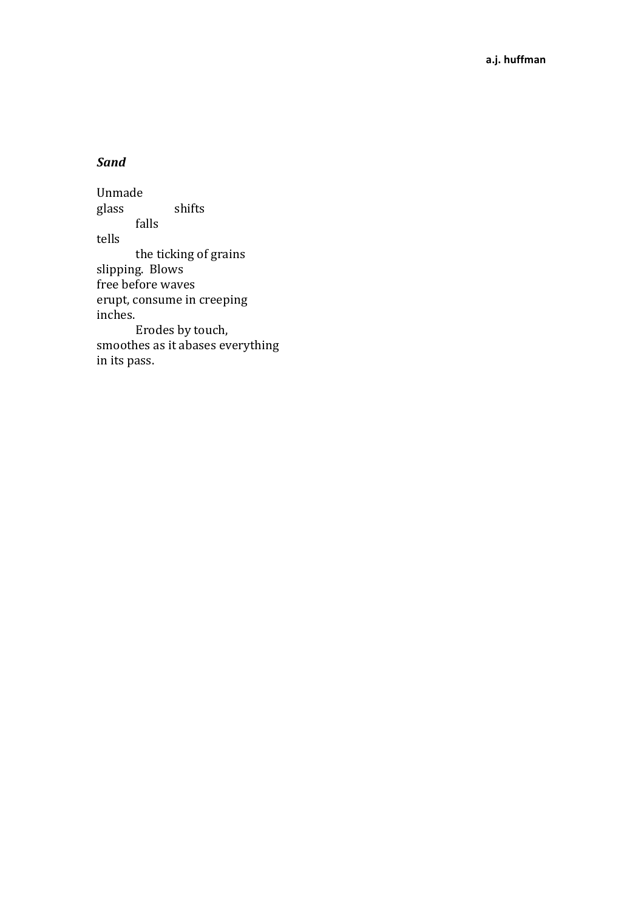***Sand***

Unmade  
glass          shifts  
        falls  
tells  
        the ticking of grains  
slipping.  Blows  
free before waves  
erupt, consume in creeping  
inches.  
        Erodes by touch,  
smoothes as it abases everything  
in its pass.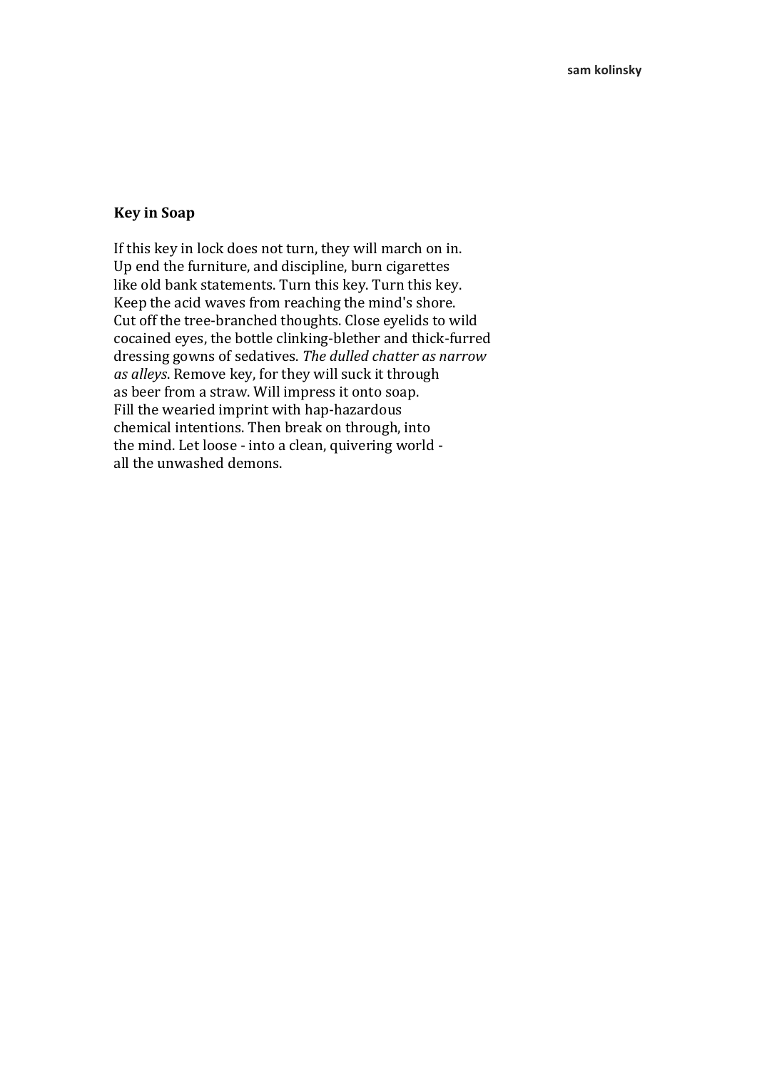## Key in Soap

If this key in lock does not turn, they will march on in.
Up end the furniture, and discipline, burn cigarettes
like old bank statements. Turn this key. Turn this key.
Keep the acid waves from reaching the mind's shore.
Cut off the tree-branched thoughts. Close eyelids to wild
cocained eyes, the bottle clinking-blether and thick-furred
dressing gowns of sedatives. *The dulled chatter as narrow
as alleys*. Remove key, for they will suck it through
as beer from a straw. Will impress it onto soap.
Fill the wearied imprint with hap-hazardous
chemical intentions. Then break on through, into
the mind. Let loose - into a clean, quivering world -
all the unwashed demons.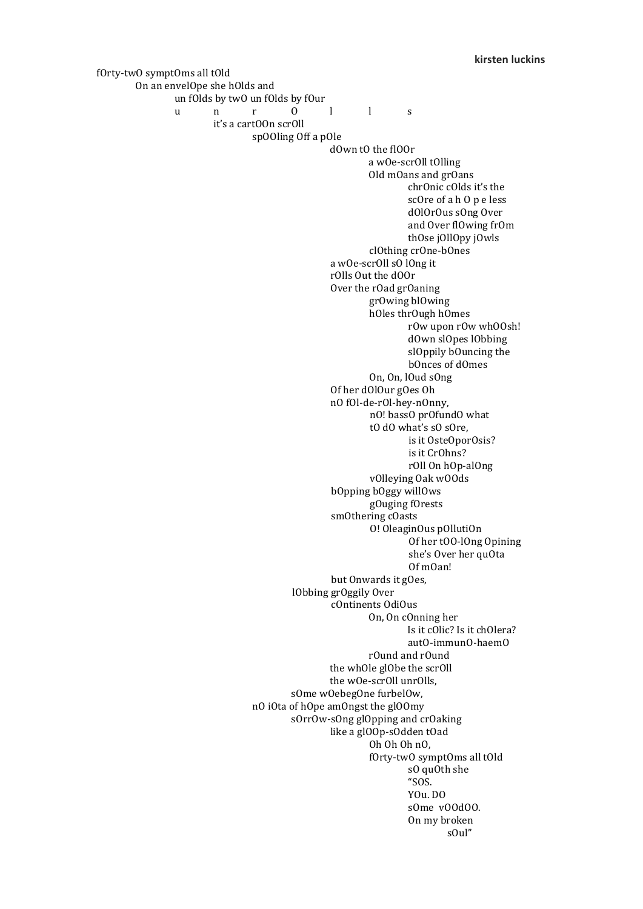**kirsten luckins**

fOrty-twO symptOms all tOld
On an envelOpe she hOlds and
un fOlds by twO un fOlds by fOur
u n r O l l s
it's a cartOOn scrOll
spOOling Off a pOle
dOwn tO the flOOr
a wOe-scrOll tOlling
Old mOans and grOans
chrOnic cOlds it's the
scOre of a h O p e less
dOlOrOus sOng Over
and Over flOwing frOm
thOse jOllOpy jOwls
clOthing crOne-bOnes
a wOe-scrOll sO lOng it
rOlls Out the dOOr
Over the rOad grOaning
grOwing blOwing
hOles thrOugh hOmes
rOw upon rOw whOOsh!
dOwn slOpes lObbing
slOppily bOuncing the
bOnces of dOmes
On, On, lOud sOng
Of her dOlOur gOes Oh
nO fOl-de-rOl-hey-nOnny,
nO! bassO prOfundO what
tO dO what's sO sOre,
is it OsteOporOsis?
is it CrOhns?
rOll On hOp-alOng
vOlleying Oak wOOds
bOpping bOggy willOws
gOuging fOrests
smOthering cOasts
O! OleaginOus pOllutiOn
Of her tOO-lOng Opining
she's Over her quOta
Of mOan!
but Onwards it gOes,
lObbing grOggily Over
cOntinents OdiOus
On, On cOnning her
Is it cOlic? Is it chOlera?
autO-immunO-haemO
rOund and rOund
the whOle glObe the scrOll
the wOe-scrOll unrOlls,
sOme wOebegOne furbelOw,
nO iOta of hOpe amOngst the glOOmy
sOrrOw-sOng glOpping and crOaking
like a glOOp-sOdden tOad
Oh Oh Oh nO,
fOrty-twO symptOms all tOld
sO quOth she
"SOS.
YOu. DO
sOme vOOdOO.
On my broken
sOul"